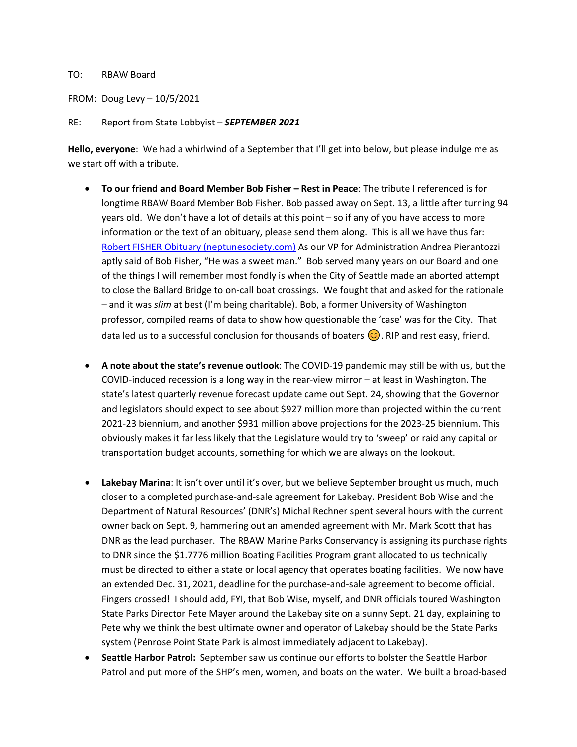TO: RBAW Board

FROM: Doug Levy – 10/5/2021

RE: Report from State Lobbyist – ***SEPTEMBER 2021***

---

**Hello, everyone**: We had a whirlwind of a September that I'll get into below, but please indulge me as we start off with a tribute.

- **To our friend and Board Member Bob Fisher – Rest in Peace**: The tribute I referenced is for longtime RBAW Board Member Bob Fisher. Bob passed away on Sept. 13, a little after turning 94 years old. We don't have a lot of details at this point – so if any of you have access to more information or the text of an obituary, please send them along. This is all we have thus far: [Robert FISHER Obituary (neptunesociety.com)](neptunesociety.com) As our VP for Administration Andrea Pierantozzi aptly said of Bob Fisher, "He was a sweet man." Bob served many years on our Board and one of the things I will remember most fondly is when the City of Seattle made an aborted attempt to close the Ballard Bridge to on-call boat crossings. We fought that and asked for the rationale – and it was *slim* at best (I'm being charitable). Bob, a former University of Washington professor, compiled reams of data to show how questionable the 'case' was for the City. That data led us to a successful conclusion for thousands of boaters 😊. RIP and rest easy, friend.

- **A note about the state's revenue outlook**: The COVID-19 pandemic may still be with us, but the COVID-induced recession is a long way in the rear-view mirror – at least in Washington. The state's latest quarterly revenue forecast update came out Sept. 24, showing that the Governor and legislators should expect to see about $927 million more than projected within the current 2021-23 biennium, and another $931 million above projections for the 2023-25 biennium. This obviously makes it far less likely that the Legislature would try to 'sweep' or raid any capital or transportation budget accounts, something for which we are always on the lookout.

- **Lakebay Marina**: It isn't over until it's over, but we believe September brought us much, much closer to a completed purchase-and-sale agreement for Lakebay. President Bob Wise and the Department of Natural Resources' (DNR's) Michal Rechner spent several hours with the current owner back on Sept. 9, hammering out an amended agreement with Mr. Mark Scott that has DNR as the lead purchaser. The RBAW Marine Parks Conservancy is assigning its purchase rights to DNR since the $1.7776 million Boating Facilities Program grant allocated to us technically must be directed to either a state or local agency that operates boating facilities. We now have an extended Dec. 31, 2021, deadline for the purchase-and-sale agreement to become official. Fingers crossed! I should add, FYI, that Bob Wise, myself, and DNR officials toured Washington State Parks Director Pete Mayer around the Lakebay site on a sunny Sept. 21 day, explaining to Pete why we think the best ultimate owner and operator of Lakebay should be the State Parks system (Penrose Point State Park is almost immediately adjacent to Lakebay).

- **Seattle Harbor Patrol:** September saw us continue our efforts to bolster the Seattle Harbor Patrol and put more of the SHP's men, women, and boats on the water. We built a broad-based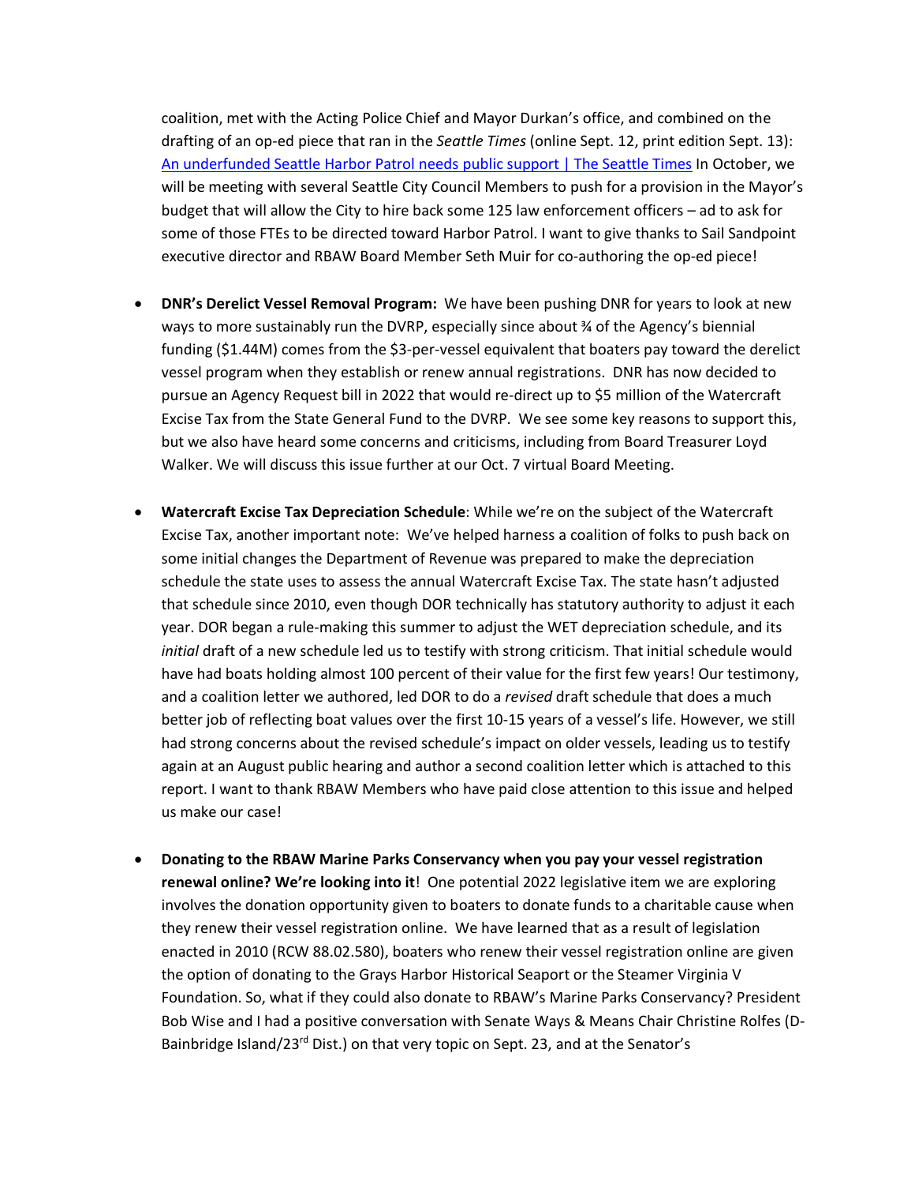coalition, met with the Acting Police Chief and Mayor Durkan's office, and combined on the drafting of an op-ed piece that ran in the *Seattle Times* (online Sept. 12, print edition Sept. 13): An underfunded Seattle Harbor Patrol needs public support | The Seattle Times In October, we will be meeting with several Seattle City Council Members to push for a provision in the Mayor's budget that will allow the City to hire back some 125 law enforcement officers – ad to ask for some of those FTEs to be directed toward Harbor Patrol. I want to give thanks to Sail Sandpoint executive director and RBAW Board Member Seth Muir for co-authoring the op-ed piece!

- **DNR's Derelict Vessel Removal Program:** We have been pushing DNR for years to look at new ways to more sustainably run the DVRP, especially since about ¾ of the Agency's biennial funding ($1.44M) comes from the $3-per-vessel equivalent that boaters pay toward the derelict vessel program when they establish or renew annual registrations. DNR has now decided to pursue an Agency Request bill in 2022 that would re-direct up to $5 million of the Watercraft Excise Tax from the State General Fund to the DVRP. We see some key reasons to support this, but we also have heard some concerns and criticisms, including from Board Treasurer Loyd Walker. We will discuss this issue further at our Oct. 7 virtual Board Meeting.

- **Watercraft Excise Tax Depreciation Schedule**: While we're on the subject of the Watercraft Excise Tax, another important note: We've helped harness a coalition of folks to push back on some initial changes the Department of Revenue was prepared to make the depreciation schedule the state uses to assess the annual Watercraft Excise Tax. The state hasn't adjusted that schedule since 2010, even though DOR technically has statutory authority to adjust it each year. DOR began a rule-making this summer to adjust the WET depreciation schedule, and its *initial* draft of a new schedule led us to testify with strong criticism. That initial schedule would have had boats holding almost 100 percent of their value for the first few years! Our testimony, and a coalition letter we authored, led DOR to do a *revised* draft schedule that does a much better job of reflecting boat values over the first 10-15 years of a vessel's life. However, we still had strong concerns about the revised schedule's impact on older vessels, leading us to testify again at an August public hearing and author a second coalition letter which is attached to this report. I want to thank RBAW Members who have paid close attention to this issue and helped us make our case!

- **Donating to the RBAW Marine Parks Conservancy when you pay your vessel registration renewal online? We're looking into it**! One potential 2022 legislative item we are exploring involves the donation opportunity given to boaters to donate funds to a charitable cause when they renew their vessel registration online. We have learned that as a result of legislation enacted in 2010 (RCW 88.02.580), boaters who renew their vessel registration online are given the option of donating to the Grays Harbor Historical Seaport or the Steamer Virginia V Foundation. So, what if they could also donate to RBAW's Marine Parks Conservancy? President Bob Wise and I had a positive conversation with Senate Ways & Means Chair Christine Rolfes (D-Bainbridge Island/23rd Dist.) on that very topic on Sept. 23, and at the Senator's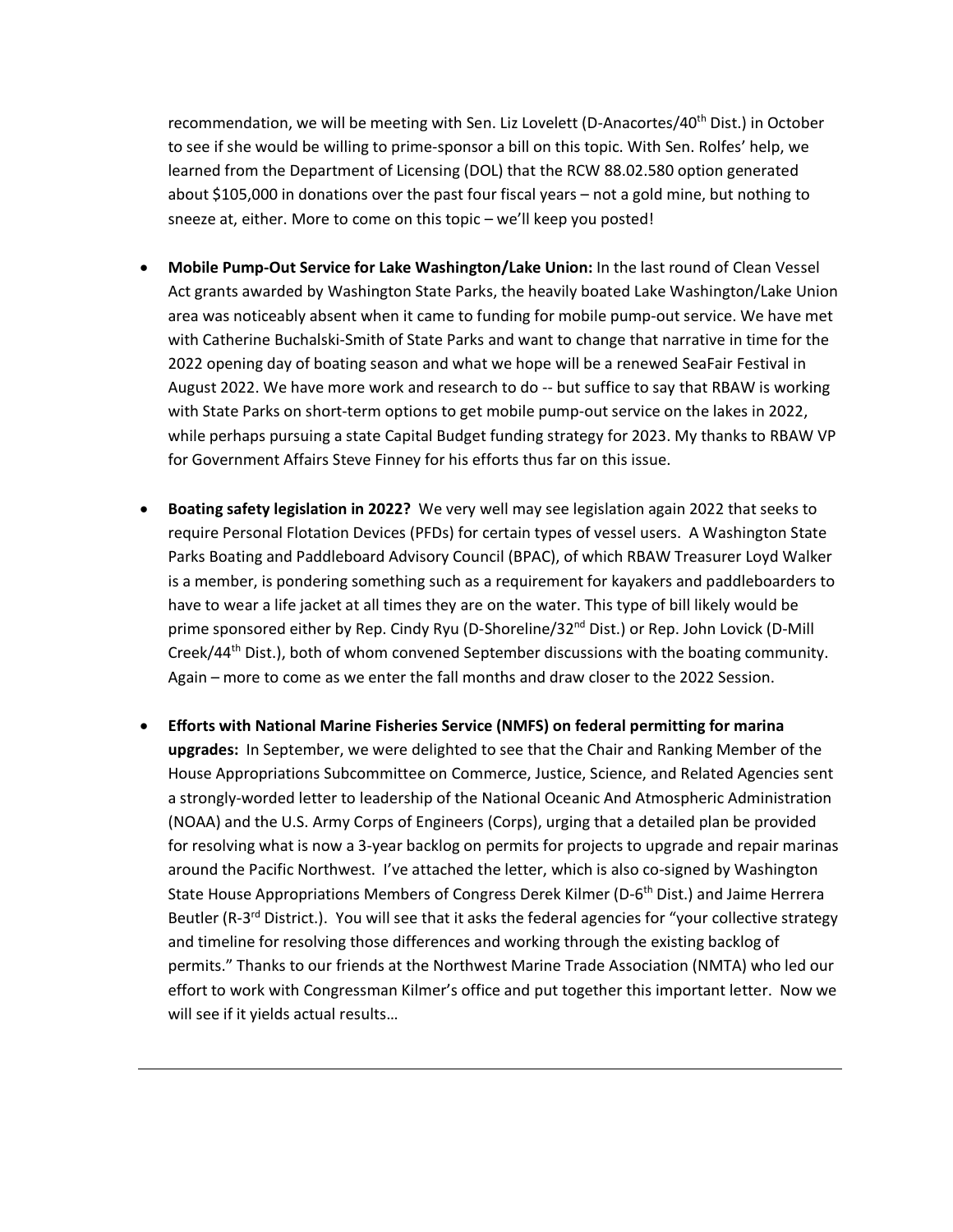recommendation, we will be meeting with Sen. Liz Lovelett (D-Anacortes/40th Dist.) in October to see if she would be willing to prime-sponsor a bill on this topic. With Sen. Rolfes' help, we learned from the Department of Licensing (DOL) that the RCW 88.02.580 option generated about $105,000 in donations over the past four fiscal years – not a gold mine, but nothing to sneeze at, either. More to come on this topic – we'll keep you posted!

- **Mobile Pump-Out Service for Lake Washington/Lake Union:** In the last round of Clean Vessel Act grants awarded by Washington State Parks, the heavily boated Lake Washington/Lake Union area was noticeably absent when it came to funding for mobile pump-out service. We have met with Catherine Buchalski-Smith of State Parks and want to change that narrative in time for the 2022 opening day of boating season and what we hope will be a renewed SeaFair Festival in August 2022. We have more work and research to do -- but suffice to say that RBAW is working with State Parks on short-term options to get mobile pump-out service on the lakes in 2022, while perhaps pursuing a state Capital Budget funding strategy for 2023. My thanks to RBAW VP for Government Affairs Steve Finney for his efforts thus far on this issue.

- **Boating safety legislation in 2022?** We very well may see legislation again 2022 that seeks to require Personal Flotation Devices (PFDs) for certain types of vessel users. A Washington State Parks Boating and Paddleboard Advisory Council (BPAC), of which RBAW Treasurer Loyd Walker is a member, is pondering something such as a requirement for kayakers and paddleboarders to have to wear a life jacket at all times they are on the water. This type of bill likely would be prime sponsored either by Rep. Cindy Ryu (D-Shoreline/32nd Dist.) or Rep. John Lovick (D-Mill Creek/44th Dist.), both of whom convened September discussions with the boating community. Again – more to come as we enter the fall months and draw closer to the 2022 Session.

- **Efforts with National Marine Fisheries Service (NMFS) on federal permitting for marina upgrades:** In September, we were delighted to see that the Chair and Ranking Member of the House Appropriations Subcommittee on Commerce, Justice, Science, and Related Agencies sent a strongly-worded letter to leadership of the National Oceanic And Atmospheric Administration (NOAA) and the U.S. Army Corps of Engineers (Corps), urging that a detailed plan be provided for resolving what is now a 3-year backlog on permits for projects to upgrade and repair marinas around the Pacific Northwest. I've attached the letter, which is also co-signed by Washington State House Appropriations Members of Congress Derek Kilmer (D-6th Dist.) and Jaime Herrera Beutler (R-3rd District.). You will see that it asks the federal agencies for "your collective strategy and timeline for resolving those differences and working through the existing backlog of permits." Thanks to our friends at the Northwest Marine Trade Association (NMTA) who led our effort to work with Congressman Kilmer's office and put together this important letter. Now we will see if it yields actual results…

---